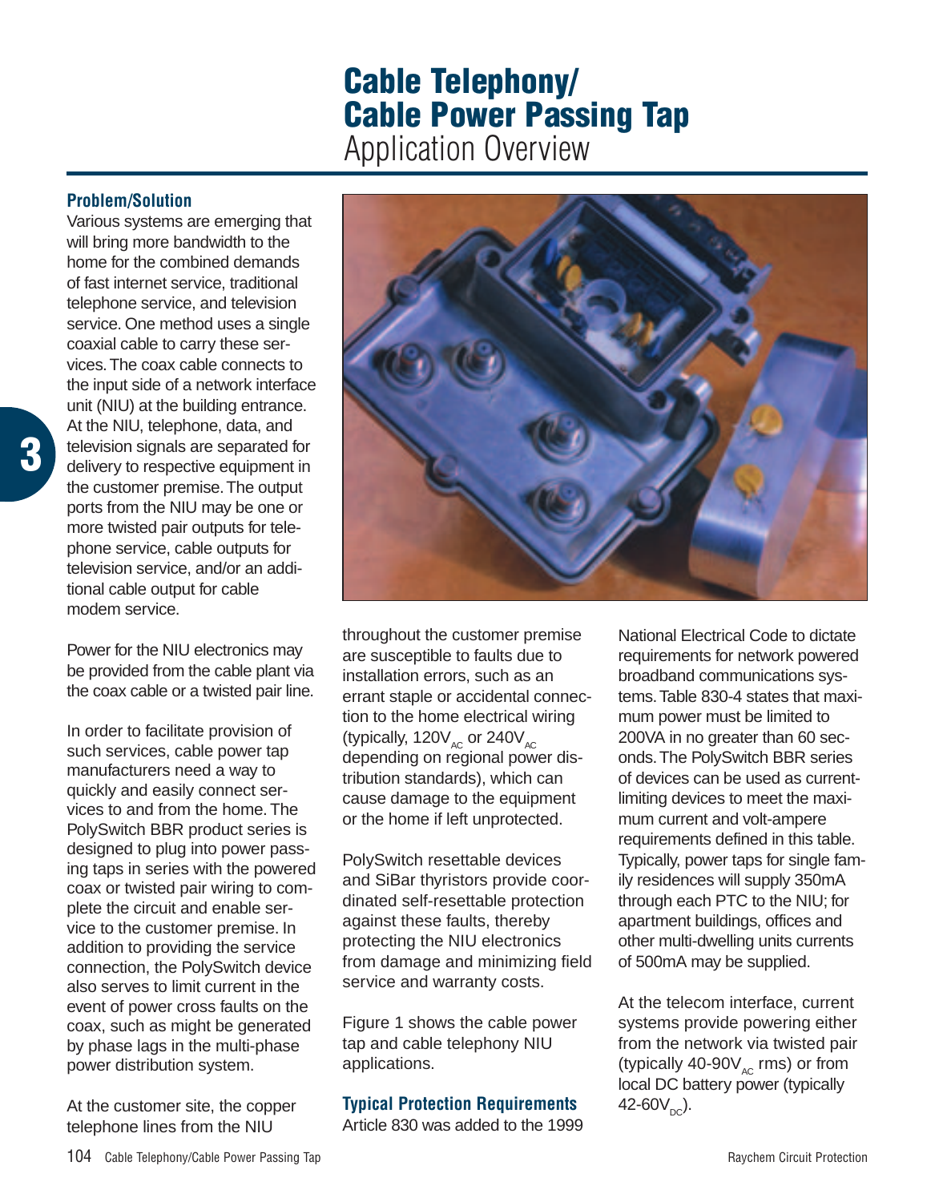# Cable Telephony/ Cable Power Passing Tap

Application Overview

### Problem/Solution

Various systems are emerging that will bring more bandwidth to the home for the combined demands of fast internet service, traditional telephone service, and television service. One method uses a single coaxial cable to carry these services. The coax cable connects to the input side of a network interface unit (NIU) at the building entrance. At the NIU, telephone, data, and television signals are separated for delivery to respective equipment in the customer premise. The output ports from the NIU may be one or more twisted pair outputs for telephone service, cable outputs for television service, and/or an additional cable output for cable modem service.

Power for the NIU electronics may be provided from the cable plant via the coax cable or a twisted pair line.

In order to facilitate provision of such services, cable power tap manufacturers need a way to quickly and easily connect services to and from the home. The PolySwitch BBR product series is designed to plug into power passing taps in series with the powered coax or twisted pair wiring to complete the circuit and enable service to the customer premise. In addition to providing the service connection, the PolySwitch device also serves to limit current in the event of power cross faults on the coax, such as might be generated by phase lags in the multi-phase power distribution system.

At the customer site, the copper telephone lines from the NIU throughout the customer premise are susceptible to faults due to installation errors, such as an errant staple or accidental connection to the home electrical wiring (typically, $120V_{AC}$ or $240V_{AC}$ depending on regional power distribution standards), which can cause damage to the equipment or the home if left unprotected.

PolySwitch resettable devices and SiBar thyristors provide coordinated self-resettable protection against these faults, thereby protecting the NIU electronics from damage and minimizing field service and warranty costs.

Figure 1 shows the cable power tap and cable telephony NIU applications.

### Typical Protection Requirements

Article 830 was added to the 1999 National Electrical Code to dictate requirements for network powered broadband communications systems. Table 830-4 states that maximum power must be limited to 200VA in no greater than 60 seconds. The PolySwitch BBR series of devices can be used as current-limiting devices to meet the maximum current and volt-ampere requirements defined in this table. Typically, power taps for single family residences will supply 350mA through each PTC to the NIU; for apartment buildings, offices and other multi-dwelling units currents of 500mA may be supplied.

At the telecom interface, current systems provide powering either from the network via twisted pair (typically 40-90$V_{AC}$ rms) or from local DC battery power (typically 42-60$V_{DC}$).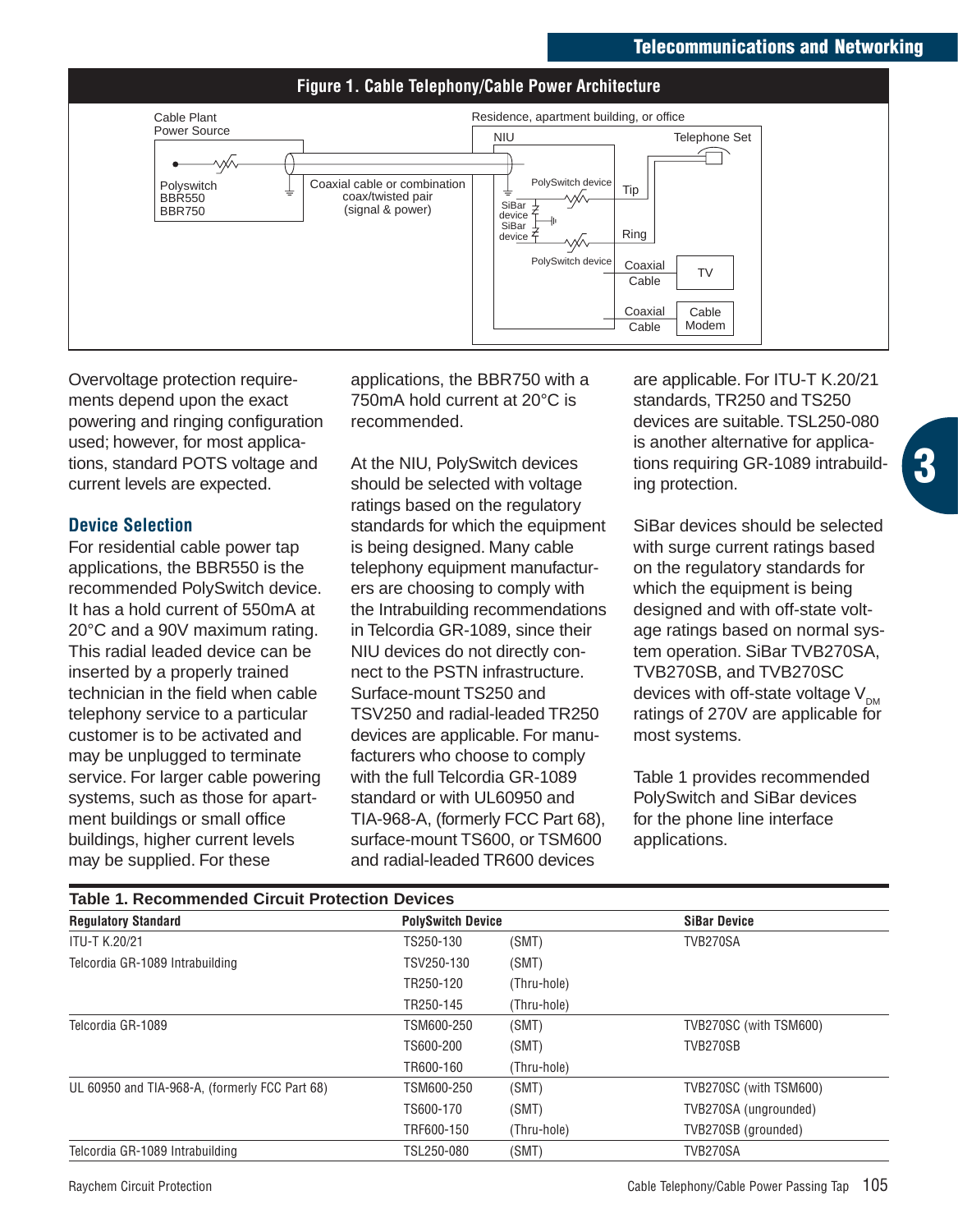## Figure 1. Cable Telephony/Cable Power Architecture

Cable Plant Power Source

Polyswitch BBR550 BBR750

Coaxial cable or combination coax/twisted pair (signal & power)

Residence, apartment building, or office

NIU

PolySwitch device

SiBar device

SiBar device

PolySwitch device

Telephone Set

Tip

Ring

Coaxial Cable

TV

Coaxial Cable

Cable Modem

Overvoltage protection requirements depend upon the exact powering and ringing configuration used; however, for most applications, standard POTS voltage and current levels are expected.

### Device Selection

For residential cable power tap applications, the BBR550 is the recommended PolySwitch device. It has a hold current of 550mA at 20°C and a 90V maximum rating. This radial leaded device can be inserted by a properly trained technician in the field when cable telephony service to a particular customer is to be activated and may be unplugged to terminate service. For larger cable powering systems, such as those for apartment buildings or small office buildings, higher current levels may be supplied. For these applications, the BBR750 with a 750mA hold current at 20°C is recommended.

At the NIU, PolySwitch devices should be selected with voltage ratings based on the regulatory standards for which the equipment is being designed. Many cable telephony equipment manufacturers are choosing to comply with the Intrabuilding recommendations in Telcordia GR-1089, since their NIU devices do not directly connect to the PSTN infrastructure. Surface-mount TS250 and TSV250 and radial-leaded TR250 devices are applicable. For manufacturers who choose to comply with the full Telcordia GR-1089 standard or with UL60950 and TIA-968-A, (formerly FCC Part 68), surface-mount TS600, or TSM600 and radial-leaded TR600 devices are applicable. For ITU-T K.20/21 standards, TR250 and TS250 devices are suitable. TSL250-080 is another alternative for applications requiring GR-1089 intrabuilding protection.

SiBar devices should be selected with surge current ratings based on the regulatory standards for which the equipment is being designed and with off-state voltage ratings based on normal system operation. SiBar TVB270SA, TVB270SB, and TVB270SC devices with off-state voltage $V_{DM}$ ratings of 270V are applicable for most systems.

Table 1 provides recommended PolySwitch and SiBar devices for the phone line interface applications.

**Table 1. Recommended Circuit Protection Devices**

| Regulatory Standard | PolySwitch Device | | SiBar Device |
|---|---|---|---|
| ITU-T K.20/21 | TS250-130 | (SMT) | TVB270SA |
| Telcordia GR-1089 Intrabuilding | TSV250-130 | (SMT) | |
| | TR250-120 | (Thru-hole) | |
| | TR250-145 | (Thru-hole) | |
| Telcordia GR-1089 | TSM600-250 | (SMT) | TVB270SC (with TSM600) |
| | TS600-200 | (SMT) | TVB270SB |
| | TR600-160 | (Thru-hole) | |
| UL 60950 and TIA-968-A, (formerly FCC Part 68) | TSM600-250 | (SMT) | TVB270SC (with TSM600) |
| | TS600-170 | (SMT) | TVB270SA (ungrounded) |
| | TRF600-150 | (Thru-hole) | TVB270SB (grounded) |
| Telcordia GR-1089 Intrabuilding | TSL250-080 | (SMT) | TVB270SA |